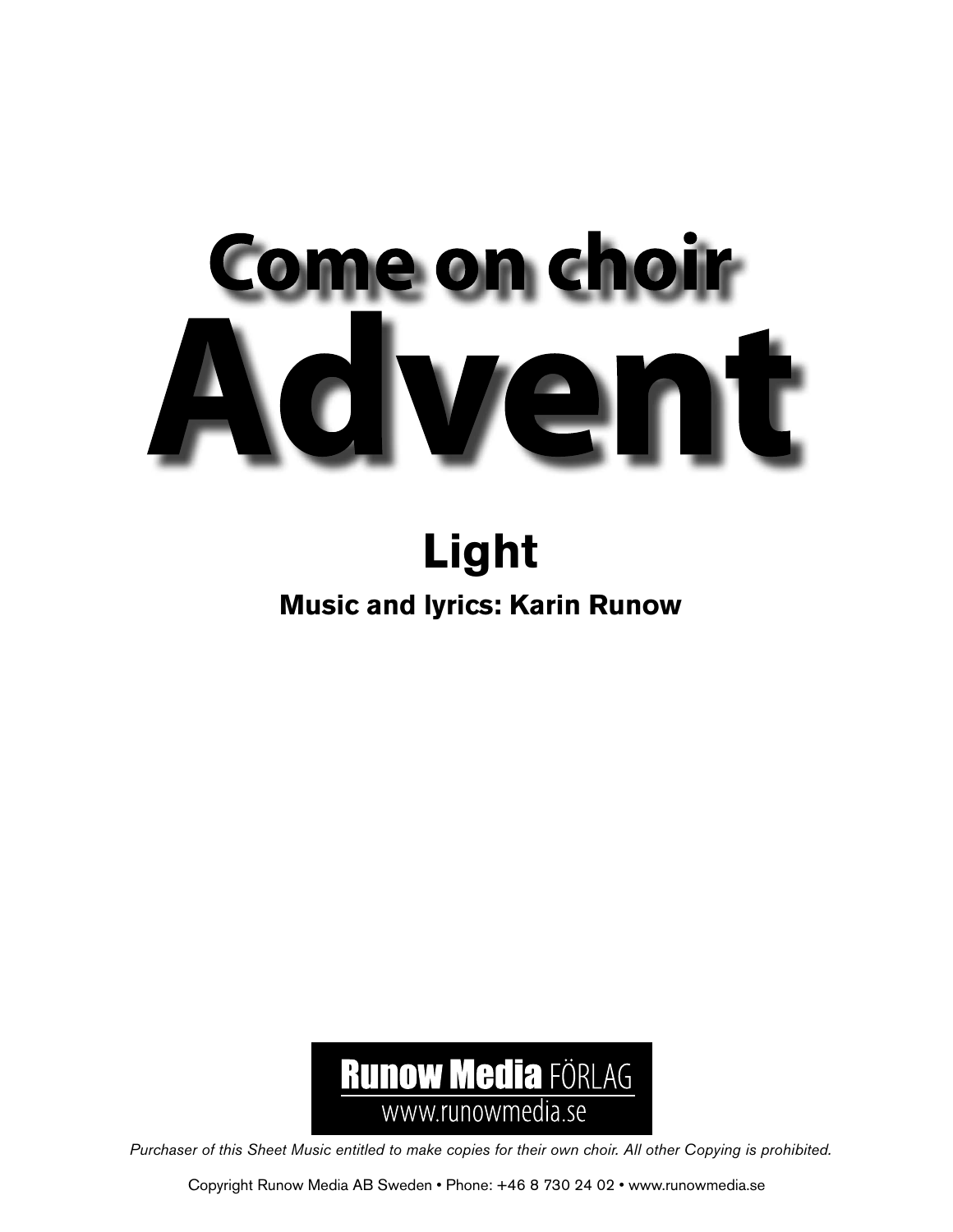# Come on choir Advent

## Light

**Music and lyrics: Karin Runow**

**Runow Media** FÖRLAG
www.runowmedia.se

*Purchaser of this Sheet Music entitled to make copies for their own choir. All other Copying is prohibited.*

Copyright Runow Media AB Sweden • Phone: +46 8 730 24 02 • www.runowmedia.se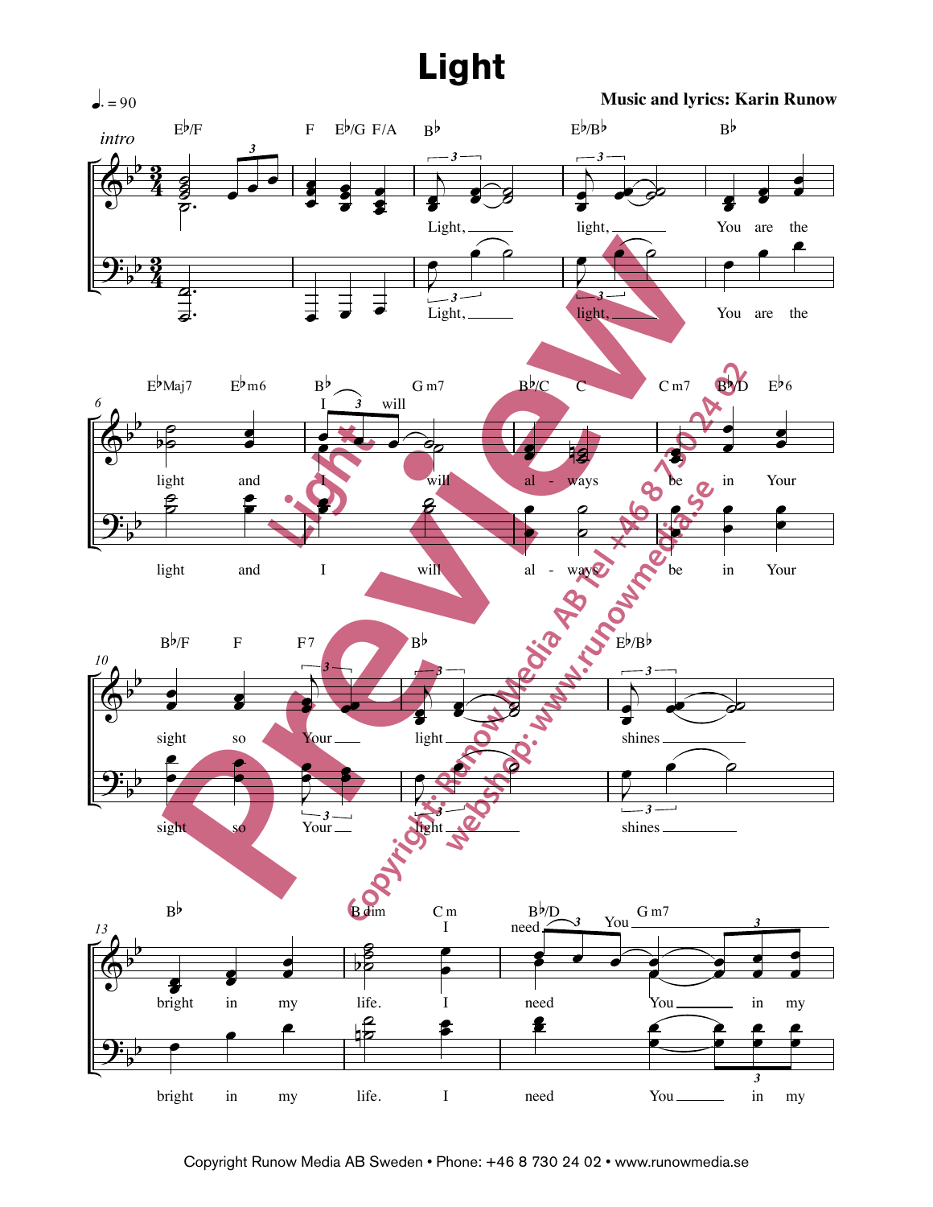# Light

♩. = 90

**Music and lyrics: Karin Runow**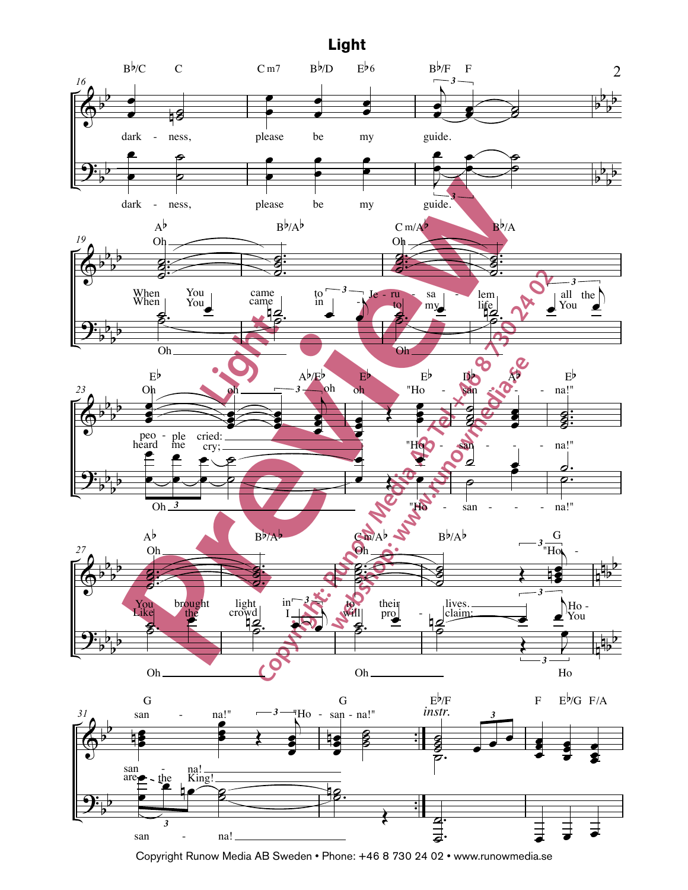# Light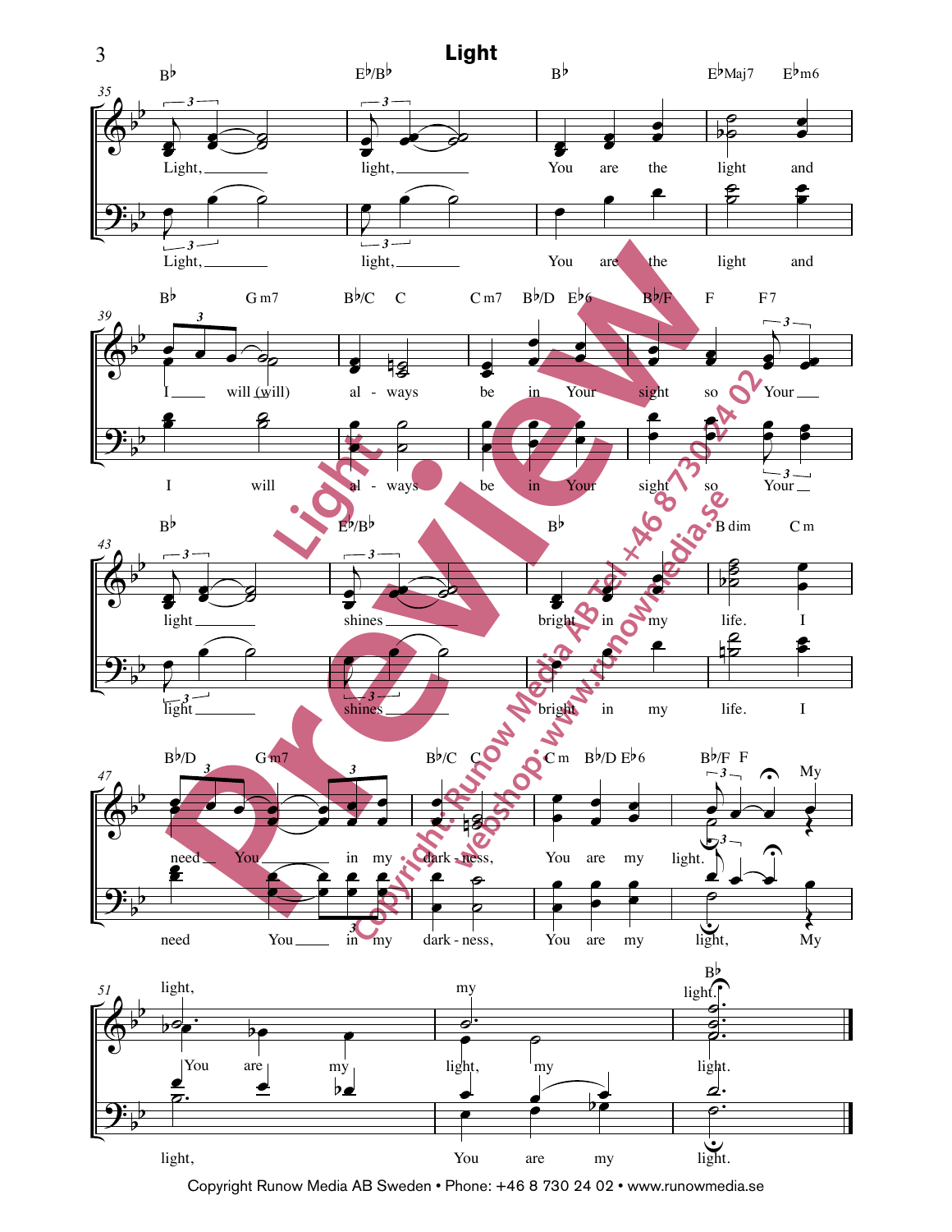# Light

Copyright Runow Media AB Sweden • Phone: +46 8 730 24 02 • www.runowmedia.se